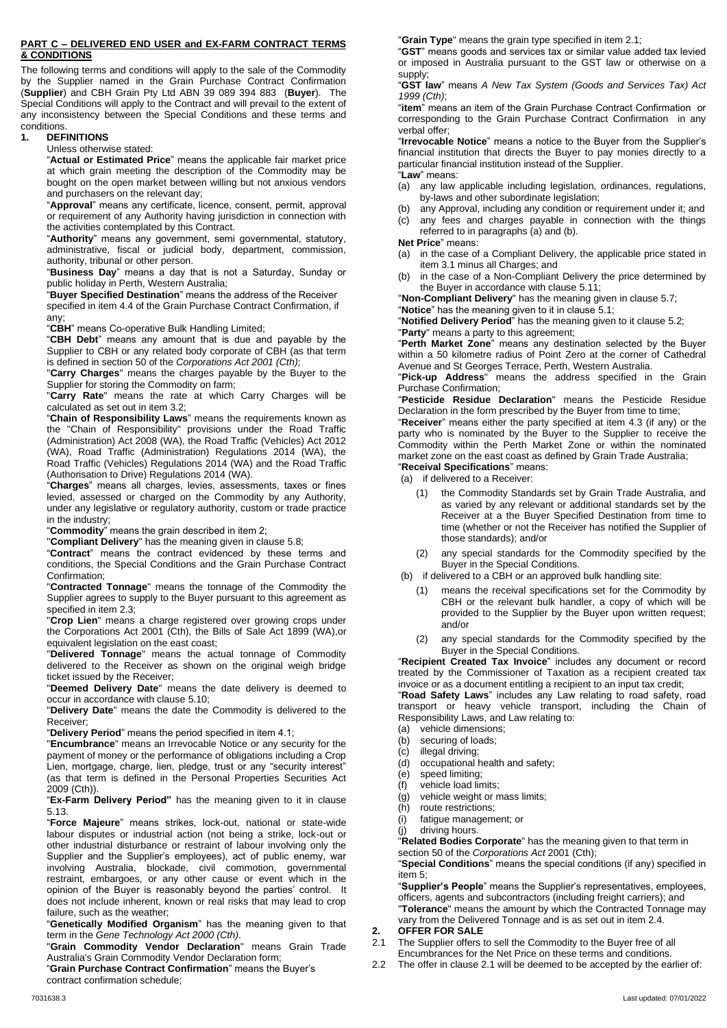**PART C – DELIVERED END USER and EX-FARM CONTRACT TERMS & CONDITIONS**

The following terms and conditions will apply to the sale of the Commodity by the Supplier named in the Grain Purchase Contract Confirmation (**Supplier**) and CBH Grain Pty Ltd ABN 39 089 394 883 (**Buyer**). The Special Conditions will apply to the Contract and will prevail to the extent of any inconsistency between the Special Conditions and these terms and conditions.

**1. DEFINITIONS**

Unless otherwise stated:

"**Actual or Estimated Price**" means the applicable fair market price at which grain meeting the description of the Commodity may be bought on the open market between willing but not anxious vendors and purchasers on the relevant day;

"**Approval**" means any certificate, licence, consent, permit, approval or requirement of any Authority having jurisdiction in connection with the activities contemplated by this Contract.

"**Authority**" means any government, semi governmental, statutory, administrative, fiscal or judicial body, department, commission, authority, tribunal or other person.

"**Business Day**" means a day that is not a Saturday, Sunday or public holiday in Perth, Western Australia;

"**Buyer Specified Destination**" means the address of the Receiver specified in item 4.4 of the Grain Purchase Contract Confirmation, if any;

"**CBH**" means Co-operative Bulk Handling Limited;

"**CBH Debt**" means any amount that is due and payable by the Supplier to CBH or any related body corporate of CBH (as that term is defined in section 50 of the *Corporations Act 2001 (Cth)*;

"**Carry Charges**" means the charges payable by the Buyer to the Supplier for storing the Commodity on farm;

"**Carry Rate**" means the rate at which Carry Charges will be calculated as set out in item 3.2;

"**Chain of Responsibility Laws**" means the requirements known as the "Chain of Responsibility" provisions under the Road Traffic (Administration) Act 2008 (WA), the Road Traffic (Vehicles) Act 2012 (WA), Road Traffic (Administration) Regulations 2014 (WA), the Road Traffic (Vehicles) Regulations 2014 (WA) and the Road Traffic (Authorisation to Drive) Regulations 2014 (WA).

"**Charges**" means all charges, levies, assessments, taxes or fines levied, assessed or charged on the Commodity by any Authority, under any legislative or regulatory authority, custom or trade practice in the industry;

"**Commodity**" means the grain described in item 2;

"**Compliant Delivery**" has the meaning given in clause 5.8;

"**Contract**" means the contract evidenced by these terms and conditions, the Special Conditions and the Grain Purchase Contract Confirmation;

"**Contracted Tonnage**" means the tonnage of the Commodity the Supplier agrees to supply to the Buyer pursuant to this agreement as specified in item 2.3;

"**Crop Lien**" means a charge registered over growing crops under the Corporations Act 2001 (Cth), the Bills of Sale Act 1899 (WA),or equivalent legislation on the east coast;

"**Delivered Tonnage**" means the actual tonnage of Commodity delivered to the Receiver as shown on the original weigh bridge ticket issued by the Receiver;

"**Deemed Delivery Date**" means the date delivery is deemed to occur in accordance with clause 5.10;

"**Delivery Date**" means the date the Commodity is delivered to the Receiver;

"**Delivery Period**" means the period specified in item 4.1;

"**Encumbrance**" means an Irrevocable Notice or any security for the payment of money or the performance of obligations including a Crop Lien, mortgage, charge, lien, pledge, trust or any "security interest" (as that term is defined in the Personal Properties Securities Act 2009 (Cth)).

"**Ex-Farm Delivery Period"** has the meaning given to it in clause 5.13.

"**Force Majeure**" means strikes, lock-out, national or state-wide labour disputes or industrial action (not being a strike, lock-out or other industrial disturbance or restraint of labour involving only the Supplier and the Supplier's employees), act of public enemy, war involving Australia, blockade, civil commotion, governmental restraint, embargoes, or any other cause or event which in the opinion of the Buyer is reasonably beyond the parties' control. It does not include inherent, known or real risks that may lead to crop failure, such as the weather;

"**Genetically Modified Organism**" has the meaning given to that term in the *Gene Technology Act 2000 (Cth)*.

"**Grain Commodity Vendor Declaration**" means Grain Trade Australia's Grain Commodity Vendor Declaration form;

"**Grain Purchase Contract Confirmation**" means the Buyer's contract confirmation schedule;

"**Grain Type**" means the grain type specified in item 2.1;

"**GST**" means goods and services tax or similar value added tax levied or imposed in Australia pursuant to the GST law or otherwise on a supply;

"**GST law**" means *A New Tax System (Goods and Services Tax) Act 1999 (Cth)*;

"**item**" means an item of the Grain Purchase Contract Confirmation or corresponding to the Grain Purchase Contract Confirmation in any verbal offer;

"**Irrevocable Notice**" means a notice to the Buyer from the Supplier's financial institution that directs the Buyer to pay monies directly to a particular financial institution instead of the Supplier.

"**Law**" means:

(a) any law applicable including legislation, ordinances, regulations, by-laws and other subordinate legislation;
(b) any Approval, including any condition or requirement under it; and
(c) any fees and charges payable in connection with the things referred to in paragraphs (a) and (b).

**Net Price**" means:

(a) in the case of a Compliant Delivery, the applicable price stated in item 3.1 minus all Charges; and
(b) in the case of a Non-Compliant Delivery the price determined by the Buyer in accordance with clause 5.11;

"**Non-Compliant Delivery**" has the meaning given in clause 5.7;

"**Notice**" has the meaning given to it in clause 5.1;

"**Notified Delivery Period**" has the meaning given to it clause 5.2;

"**Party**" means a party to this agreement;

"**Perth Market Zone**" means any destination selected by the Buyer within a 50 kilometre radius of Point Zero at the corner of Cathedral Avenue and St Georges Terrace, Perth, Western Australia.

"**Pick-up Address**" means the address specified in the Grain Purchase Contract Confirmation;

"**Pesticide Residue Declaration**" means the Pesticide Residue Declaration in the form prescribed by the Buyer from time to time;

"**Receiver**" means either the party specified at item 4.3 (if any) or the party who is nominated by the Buyer to the Supplier to receive the Commodity within the Perth Market Zone or within the nominated market zone on the east coast as defined by Grain Trade Australia;

"**Receival Specifications**" means:

(a) if delivered to a Receiver:
  (1) the Commodity Standards set by Grain Trade Australia, and as varied by any relevant or additional standards set by the Receiver at a Buyer Specified Destination from time to time (whether or not the Receiver has notified the Supplier of those standards); and/or
  (2) any special standards for the Commodity specified by the Buyer in the Special Conditions.
(b) if delivered to a CBH or an approved bulk handling site:
  (1) means the receival specifications set for the Commodity by CBH or the relevant bulk handler, a copy of which will be provided to the Supplier by the Buyer upon written request; and/or
  (2) any special standards for the Commodity specified by the Buyer in the Special Conditions.

"**Recipient Created Tax Invoice**" includes any document or record treated by the Commissioner of Taxation as a recipient created tax invoice or as a document entitling a recipient to an input tax credit;

"**Road Safety Laws**" includes any Law relating to road safety, road transport or heavy vehicle transport, including the Chain of Responsibility Laws, and Law relating to:

(a) vehicle dimensions;
(b) securing of loads;
(c) illegal driving;
(d) occupational health and safety;
(e) speed limiting;
(f) vehicle load limits;
(g) vehicle weight or mass limits;
(h) route restrictions;
(i) fatigue management; or
(j) driving hours.

"**Related Bodies Corporate**" has the meaning given to that term in section 50 of the *Corporations Act* 2001 (Cth);

"**Special Conditions**" means the special conditions (if any) specified in item 5;

"**Supplier's People**" means the Supplier's representatives, employees, officers, agents and subcontractors (including freight carriers); and

"**Tolerance**" means the amount by which the Contracted Tonnage may vary from the Delivered Tonnage and is as set out in item 2.4.

**2. OFFER FOR SALE**

2.1 The Supplier offers to sell the Commodity to the Buyer free of all Encumbrances for the Net Price on these terms and conditions.

2.2 The offer in clause 2.1 will be deemed to be accepted by the earlier of: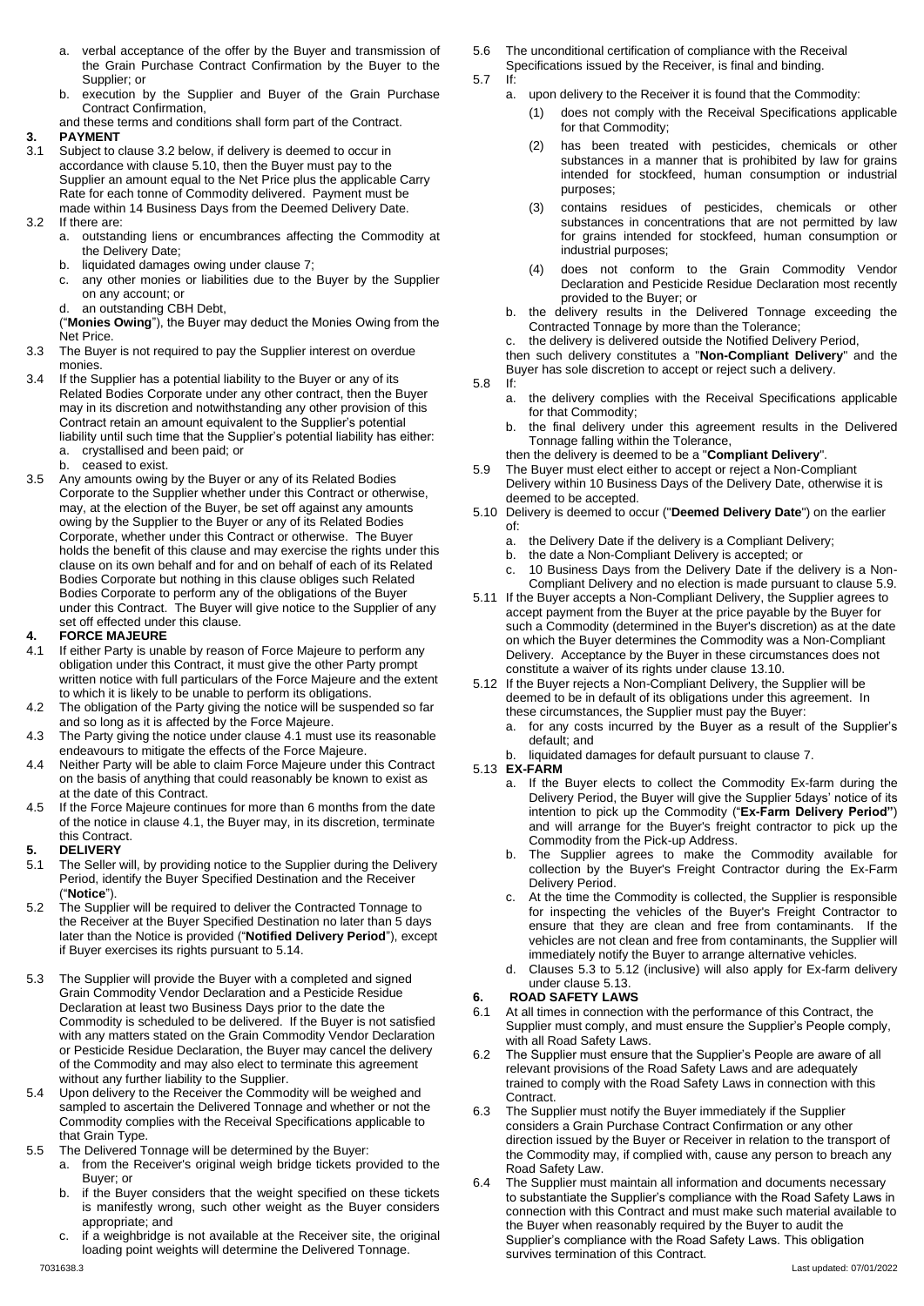a. verbal acceptance of the offer by the Buyer and transmission of the Grain Purchase Contract Confirmation by the Buyer to the Supplier; or

b. execution by the Supplier and Buyer of the Grain Purchase Contract Confirmation,

and these terms and conditions shall form part of the Contract.

## 3. PAYMENT

3.1 Subject to clause 3.2 below, if delivery is deemed to occur in accordance with clause 5.10, then the Buyer must pay to the Supplier an amount equal to the Net Price plus the applicable Carry Rate for each tonne of Commodity delivered. Payment must be made within 14 Business Days from the Deemed Delivery Date.

3.2 If there are:

a. outstanding liens or encumbrances affecting the Commodity at the Delivery Date;

b. liquidated damages owing under clause 7;

c. any other monies or liabilities due to the Buyer by the Supplier on any account; or

d. an outstanding CBH Debt,

("**Monies Owing**"), the Buyer may deduct the Monies Owing from the Net Price.

3.3 The Buyer is not required to pay the Supplier interest on overdue monies.

3.4 If the Supplier has a potential liability to the Buyer or any of its Related Bodies Corporate under any other contract, then the Buyer may in its discretion and notwithstanding any other provision of this Contract retain an amount equivalent to the Supplier's potential liability until such time that the Supplier's potential liability has either:

a. crystallised and been paid; or

b. ceased to exist.

3.5 Any amounts owing by the Buyer or any of its Related Bodies Corporate to the Supplier whether under this Contract or otherwise, may, at the election of the Buyer, be set off against any amounts owing by the Supplier to the Buyer or any of its Related Bodies Corporate, whether under this Contract or otherwise. The Buyer holds the benefit of this clause and may exercise the rights under this clause on its own behalf and for and on behalf of each of its Related Bodies Corporate but nothing in this clause obliges such Related Bodies Corporate to perform any of the obligations of the Buyer under this Contract. The Buyer will give notice to the Supplier of any set off effected under this clause.

## 4. FORCE MAJEURE

4.1 If either Party is unable by reason of Force Majeure to perform any obligation under this Contract, it must give the other Party prompt written notice with full particulars of the Force Majeure and the extent to which it is likely to be unable to perform its obligations.

4.2 The obligation of the Party giving the notice will be suspended so far and so long as it is affected by the Force Majeure.

4.3 The Party giving the notice under clause 4.1 must use its reasonable endeavours to mitigate the effects of the Force Majeure.

4.4 Neither Party will be able to claim Force Majeure under this Contract on the basis of anything that could reasonably be known to exist as at the date of this Contract.

4.5 If the Force Majeure continues for more than 6 months from the date of the notice in clause 4.1, the Buyer may, in its discretion, terminate this Contract.

## 5. DELIVERY

5.1 The Seller will, by providing notice to the Supplier during the Delivery Period, identify the Buyer Specified Destination and the Receiver ("**Notice**").

5.2 The Supplier will be required to deliver the Contracted Tonnage to the Receiver at the Buyer Specified Destination no later than 5 days later than the Notice is provided ("**Notified Delivery Period**"), except if Buyer exercises its rights pursuant to 5.14.

5.3 The Supplier will provide the Buyer with a completed and signed Grain Commodity Vendor Declaration and a Pesticide Residue Declaration at least two Business Days prior to the date the Commodity is scheduled to be delivered. If the Buyer is not satisfied with any matters stated on the Grain Commodity Vendor Declaration or Pesticide Residue Declaration, the Buyer may cancel the delivery of the Commodity and may also elect to terminate this agreement without any further liability to the Supplier.

5.4 Upon delivery to the Receiver the Commodity will be weighed and sampled to ascertain the Delivered Tonnage and whether or not the Commodity complies with the Receival Specifications applicable to that Grain Type.

5.5 The Delivered Tonnage will be determined by the Buyer:

a. from the Receiver's original weigh bridge tickets provided to the Buyer; or

b. if the Buyer considers that the weight specified on these tickets is manifestly wrong, such other weight as the Buyer considers appropriate; and

c. if a weighbridge is not available at the Receiver site, the original loading point weights will determine the Delivered Tonnage.

5.6 The unconditional certification of compliance with the Receival Specifications issued by the Receiver, is final and binding.

5.7 If:

a. upon delivery to the Receiver it is found that the Commodity:

(1) does not comply with the Receival Specifications applicable for that Commodity;

(2) has been treated with pesticides, chemicals or other substances in a manner that is prohibited by law for grains intended for stockfeed, human consumption or industrial purposes;

(3) contains residues of pesticides, chemicals or other substances in concentrations that are not permitted by law for grains intended for stockfeed, human consumption or industrial purposes;

(4) does not conform to the Grain Commodity Vendor Declaration and Pesticide Residue Declaration most recently provided to the Buyer; or

b. the delivery results in the Delivered Tonnage exceeding the Contracted Tonnage by more than the Tolerance;

c. the delivery is delivered outside the Notified Delivery Period,

then such delivery constitutes a "**Non-Compliant Delivery**" and the Buyer has sole discretion to accept or reject such a delivery.

5.8 If:

a. the delivery complies with the Receival Specifications applicable for that Commodity;

b. the final delivery under this agreement results in the Delivered Tonnage falling within the Tolerance,

then the delivery is deemed to be a "**Compliant Delivery**".

5.9 The Buyer must elect either to accept or reject a Non-Compliant Delivery within 10 Business Days of the Delivery Date, otherwise it is deemed to be accepted.

5.10 Delivery is deemed to occur ("**Deemed Delivery Date**") on the earlier of:

a. the Delivery Date if the delivery is a Compliant Delivery;

b. the date a Non-Compliant Delivery is accepted; or

c. 10 Business Days from the Delivery Date if the delivery is a Non-Compliant Delivery and no election is made pursuant to clause 5.9.

5.11 If the Buyer accepts a Non-Compliant Delivery, the Supplier agrees to accept payment from the Buyer at the price payable by the Buyer for such a Commodity (determined in the Buyer's discretion) as at the date on which the Buyer determines the Commodity was a Non-Compliant Delivery. Acceptance by the Buyer in these circumstances does not constitute a waiver of its rights under clause 13.10.

5.12 If the Buyer rejects a Non-Compliant Delivery, the Supplier will be deemed to be in default of its obligations under this agreement. In these circumstances, the Supplier must pay the Buyer:

a. for any costs incurred by the Buyer as a result of the Supplier's default; and

b. liquidated damages for default pursuant to clause 7.

5.13 **EX-FARM**

a. If the Buyer elects to collect the Commodity Ex-farm during the Delivery Period, the Buyer will give the Supplier 5days' notice of its intention to pick up the Commodity ("**Ex-Farm Delivery Period**") and will arrange for the Buyer's freight contractor to pick up the Commodity from the Pick-up Address.

b. The Supplier agrees to make the Commodity available for collection by the Buyer's Freight Contractor during the Ex-Farm Delivery Period.

c. At the time the Commodity is collected, the Supplier is responsible for inspecting the vehicles of the Buyer's Freight Contractor to ensure that they are clean and free from contaminants. If the vehicles are not clean and free from contaminants, the Supplier will immediately notify the Buyer to arrange alternative vehicles.

d. Clauses 5.3 to 5.12 (inclusive) will also apply for Ex-farm delivery under clause 5.13.

## 6. ROAD SAFETY LAWS

6.1 At all times in connection with the performance of this Contract, the Supplier must comply, and must ensure the Supplier's People comply, with all Road Safety Laws.

6.2 The Supplier must ensure that the Supplier's People are aware of all relevant provisions of the Road Safety Laws and are adequately trained to comply with the Road Safety Laws in connection with this Contract.

6.3 The Supplier must notify the Buyer immediately if the Supplier considers a Grain Purchase Contract Confirmation or any other direction issued by the Buyer or Receiver in relation to the transport of the Commodity may, if complied with, cause any person to breach any Road Safety Law.

6.4 The Supplier must maintain all information and documents necessary to substantiate the Supplier's compliance with the Road Safety Laws in connection with this Contract and must make such material available to the Buyer when reasonably required by the Buyer to audit the Supplier's compliance with the Road Safety Laws. This obligation survives termination of this Contract.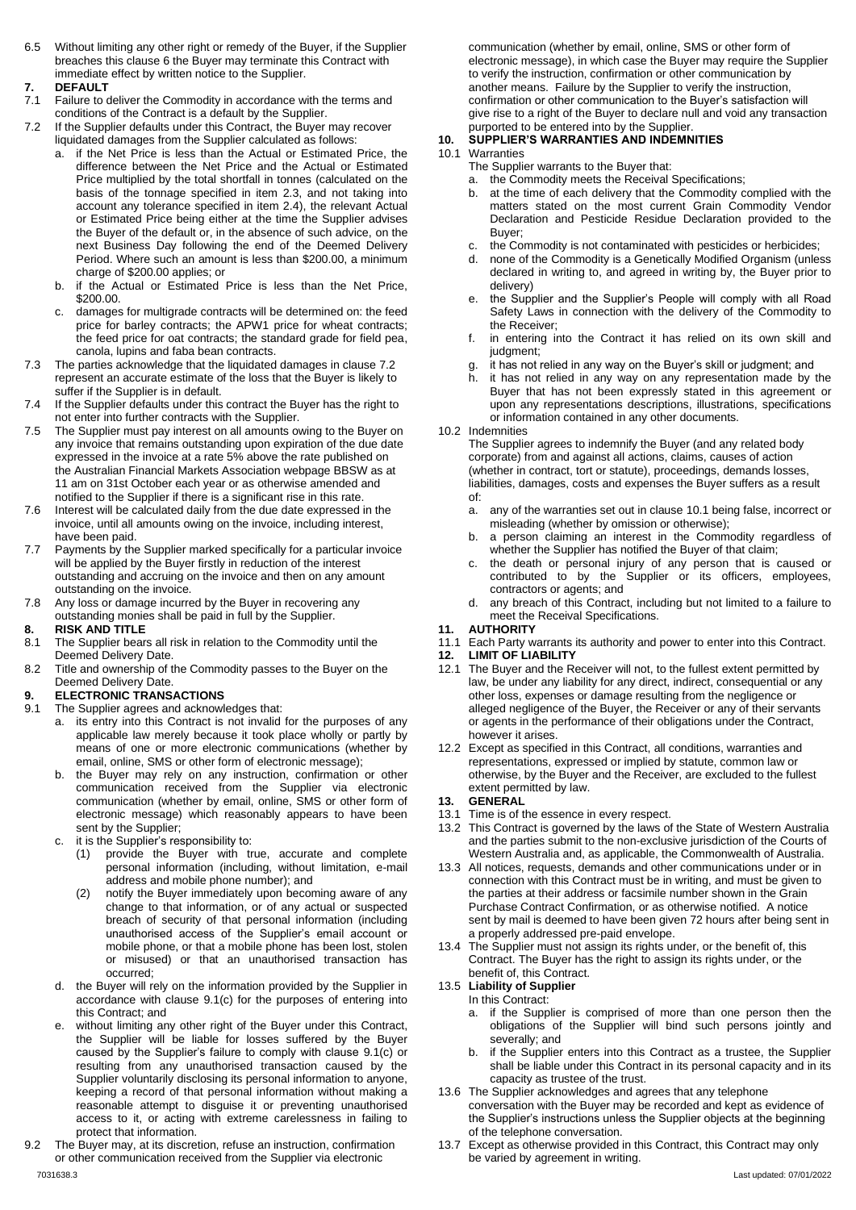6.5 Without limiting any other right or remedy of the Buyer, if the Supplier breaches this clause 6 the Buyer may terminate this Contract with immediate effect by written notice to the Supplier.

## 7. DEFAULT

7.1 Failure to deliver the Commodity in accordance with the terms and conditions of the Contract is a default by the Supplier.

7.2 If the Supplier defaults under this Contract, the Buyer may recover liquidated damages from the Supplier calculated as follows:

a. if the Net Price is less than the Actual or Estimated Price, the difference between the Net Price and the Actual or Estimated Price multiplied by the total shortfall in tonnes (calculated on the basis of the tonnage specified in item 2.3, and not taking into account any tolerance specified in item 2.4), the relevant Actual or Estimated Price being either at the time the Supplier advises the Buyer of the default or, in the absence of such advice, on the next Business Day following the end of the Deemed Delivery Period. Where such an amount is less than \$200.00, a minimum charge of \$200.00 applies; or

b. if the Actual or Estimated Price is less than the Net Price, \$200.00.

c. damages for multigrade contracts will be determined on: the feed price for barley contracts; the APW1 price for wheat contracts; the feed price for oat contracts; the standard grade for field pea, canola, lupins and faba bean contracts.

7.3 The parties acknowledge that the liquidated damages in clause 7.2 represent an accurate estimate of the loss that the Buyer is likely to suffer if the Supplier is in default.

7.4 If the Supplier defaults under this contract the Buyer has the right to not enter into further contracts with the Supplier.

7.5 The Supplier must pay interest on all amounts owing to the Buyer on any invoice that remains outstanding upon expiration of the due date expressed in the invoice at a rate 5% above the rate published on the Australian Financial Markets Association webpage BBSW as at 11 am on 31st October each year or as otherwise amended and notified to the Supplier if there is a significant rise in this rate.

7.6 Interest will be calculated daily from the due date expressed in the invoice, until all amounts owing on the invoice, including interest, have been paid.

7.7 Payments by the Supplier marked specifically for a particular invoice will be applied by the Buyer firstly in reduction of the interest outstanding and accruing on the invoice and then on any amount outstanding on the invoice.

7.8 Any loss or damage incurred by the Buyer in recovering any outstanding monies shall be paid in full by the Supplier.

## 8. RISK AND TITLE

8.1 The Supplier bears all risk in relation to the Commodity until the Deemed Delivery Date.

8.2 Title and ownership of the Commodity passes to the Buyer on the Deemed Delivery Date.

## 9. ELECTRONIC TRANSACTIONS

9.1 The Supplier agrees and acknowledges that:

a. its entry into this Contract is not invalid for the purposes of any applicable law merely because it took place wholly or partly by means of one or more electronic communications (whether by email, online, SMS or other form of electronic message);

b. the Buyer may rely on any instruction, confirmation or other communication received from the Supplier via electronic communication (whether by email, online, SMS or other form of electronic message) which reasonably appears to have been sent by the Supplier;

c. it is the Supplier's responsibility to:

(1) provide the Buyer with true, accurate and complete personal information (including, without limitation, e-mail address and mobile phone number); and

(2) notify the Buyer immediately upon becoming aware of any change to that information, or of any actual or suspected breach of security of that personal information (including unauthorised access of the Supplier's email account or mobile phone, or that a mobile phone has been lost, stolen or misused) or that an unauthorised transaction has occurred;

d. the Buyer will rely on the information provided by the Supplier in accordance with clause 9.1(c) for the purposes of entering into this Contract; and

e. without limiting any other right of the Buyer under this Contract, the Supplier will be liable for losses suffered by the Buyer caused by the Supplier's failure to comply with clause 9.1(c) or resulting from any unauthorised transaction caused by the Supplier voluntarily disclosing its personal information to anyone, keeping a record of that personal information without making a reasonable attempt to disguise it or preventing unauthorised access to it, or acting with extreme carelessness in failing to protect that information.

9.2 The Buyer may, at its discretion, refuse an instruction, confirmation or other communication received from the Supplier via electronic communication (whether by email, online, SMS or other form of electronic message), in which case the Buyer may require the Supplier to verify the instruction, confirmation or other communication by another means. Failure by the Supplier to verify the instruction, confirmation or other communication to the Buyer's satisfaction will give rise to a right of the Buyer to declare null and void any transaction purported to be entered into by the Supplier.

## 10. SUPPLIER'S WARRANTIES AND INDEMNITIES

10.1 Warranties

The Supplier warrants to the Buyer that:

a. the Commodity meets the Receival Specifications;

b. at the time of each delivery that the Commodity complied with the matters stated on the most current Grain Commodity Vendor Declaration and Pesticide Residue Declaration provided to the Buyer;

c. the Commodity is not contaminated with pesticides or herbicides;

d. none of the Commodity is a Genetically Modified Organism (unless declared in writing to, and agreed in writing by, the Buyer prior to delivery)

e. the Supplier and the Supplier's People will comply with all Road Safety Laws in connection with the delivery of the Commodity to the Receiver;

f. in entering into the Contract it has relied on its own skill and judgment;

g. it has not relied in any way on the Buyer's skill or judgment; and

h. it has not relied in any way on any representation made by the Buyer that has not been expressly stated in this agreement or upon any representations descriptions, illustrations, specifications or information contained in any other documents.

10.2 Indemnities

The Supplier agrees to indemnify the Buyer (and any related body corporate) from and against all actions, claims, causes of action (whether in contract, tort or statute), proceedings, demands losses, liabilities, damages, costs and expenses the Buyer suffers as a result of:

a. any of the warranties set out in clause 10.1 being false, incorrect or misleading (whether by omission or otherwise);

b. a person claiming an interest in the Commodity regardless of whether the Supplier has notified the Buyer of that claim;

c. the death or personal injury of any person that is caused or contributed to by the Supplier or its officers, employees, contractors or agents; and

d. any breach of this Contract, including but not limited to a failure to meet the Receival Specifications.

## 11. AUTHORITY

11.1 Each Party warrants its authority and power to enter into this Contract.

## 12. LIMIT OF LIABILITY

12.1 The Buyer and the Receiver will not, to the fullest extent permitted by law, be under any liability for any direct, indirect, consequential or any other loss, expenses or damage resulting from the negligence or alleged negligence of the Buyer, the Receiver or any of their servants or agents in the performance of their obligations under the Contract, however it arises.

12.2 Except as specified in this Contract, all conditions, warranties and representations, expressed or implied by statute, common law or otherwise, by the Buyer and the Receiver, are excluded to the fullest extent permitted by law.

## 13. GENERAL

13.1 Time is of the essence in every respect.

13.2 This Contract is governed by the laws of the State of Western Australia and the parties submit to the non-exclusive jurisdiction of the Courts of Western Australia and, as applicable, the Commonwealth of Australia.

13.3 All notices, requests, demands and other communications under or in connection with this Contract must be in writing, and must be given to the parties at their address or facsimile number shown in the Grain Purchase Contract Confirmation, or as otherwise notified. A notice sent by mail is deemed to have been given 72 hours after being sent in a properly addressed pre-paid envelope.

13.4 The Supplier must not assign its rights under, or the benefit of, this Contract. The Buyer has the right to assign its rights under, or the benefit of, this Contract.

13.5 **Liability of Supplier**

In this Contract:

a. if the Supplier is comprised of more than one person then the obligations of the Supplier will bind such persons jointly and severally; and

b. if the Supplier enters into this Contract as a trustee, the Supplier shall be liable under this Contract in its personal capacity and in its capacity as trustee of the trust.

13.6 The Supplier acknowledges and agrees that any telephone conversation with the Buyer may be recorded and kept as evidence of the Supplier's instructions unless the Supplier objects at the beginning of the telephone conversation.

13.7 Except as otherwise provided in this Contract, this Contract may only be varied by agreement in writing.

7031638.3 Last updated: 07/01/2022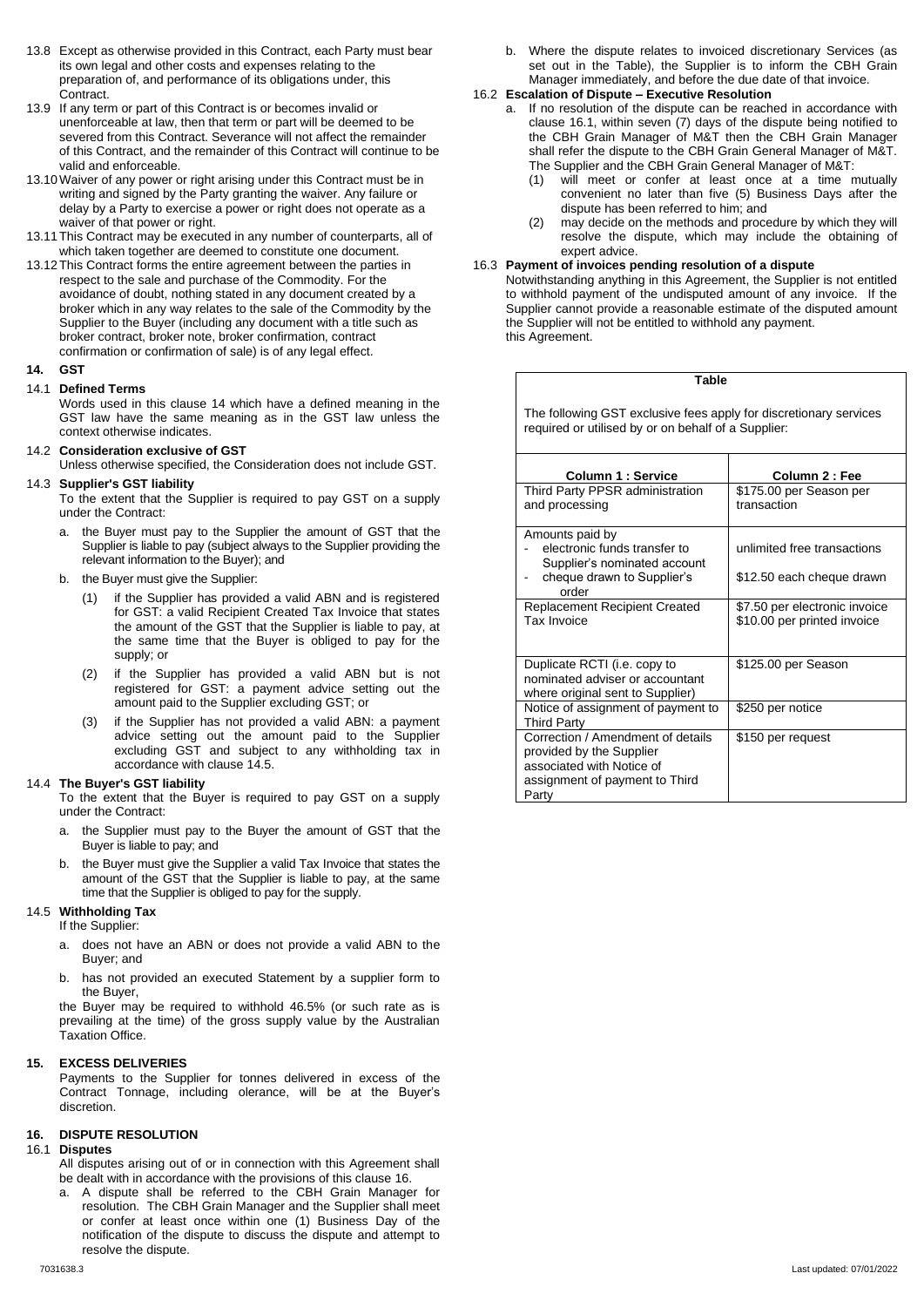13.8 Except as otherwise provided in this Contract, each Party must bear its own legal and other costs and expenses relating to the preparation of, and performance of its obligations under, this Contract.

13.9 If any term or part of this Contract is or becomes invalid or unenforceable at law, then that term or part will be deemed to be severed from this Contract. Severance will not affect the remainder of this Contract, and the remainder of this Contract will continue to be valid and enforceable.

13.10 Waiver of any power or right arising under this Contract must be in writing and signed by the Party granting the waiver. Any failure or delay by a Party to exercise a power or right does not operate as a waiver of that power or right.

13.11 This Contract may be executed in any number of counterparts, all of which taken together are deemed to constitute one document.

13.12 This Contract forms the entire agreement between the parties in respect to the sale and purchase of the Commodity. For the avoidance of doubt, nothing stated in any document created by a broker which in any way relates to the sale of the Commodity by the Supplier to the Buyer (including any document with a title such as broker contract, broker note, broker confirmation, contract confirmation or confirmation of sale) is of any legal effect.

## 14. GST

### 14.1 Defined Terms

Words used in this clause 14 which have a defined meaning in the GST law have the same meaning as in the GST law unless the context otherwise indicates.

### 14.2 Consideration exclusive of GST

Unless otherwise specified, the Consideration does not include GST.

### 14.3 Supplier's GST liability

To the extent that the Supplier is required to pay GST on a supply under the Contract:

a. the Buyer must pay to the Supplier the amount of GST that the Supplier is liable to pay (subject always to the Supplier providing the relevant information to the Buyer); and

b. the Buyer must give the Supplier:

   (1) if the Supplier has provided a valid ABN and is registered for GST: a valid Recipient Created Tax Invoice that states the amount of the GST that the Supplier is liable to pay, at the same time that the Buyer is obliged to pay for the supply; or

   (2) if the Supplier has provided a valid ABN but is not registered for GST: a payment advice setting out the amount paid to the Supplier excluding GST; or

   (3) if the Supplier has not provided a valid ABN: a payment advice setting out the amount paid to the Supplier excluding GST and subject to any withholding tax in accordance with clause 14.5.

### 14.4 The Buyer's GST liability

To the extent that the Buyer is required to pay GST on a supply under the Contract:

a. the Supplier must pay to the Buyer the amount of GST that the Buyer is liable to pay; and

b. the Buyer must give the Supplier a valid Tax Invoice that states the amount of the GST that the Supplier is liable to pay, at the same time that the Supplier is obliged to pay for the supply.

### 14.5 Withholding Tax

If the Supplier:

a. does not have an ABN or does not provide a valid ABN to the Buyer; and

b. has not provided an executed Statement by a supplier form to the Buyer,

the Buyer may be required to withhold 46.5% (or such rate as is prevailing at the time) of the gross supply value by the Australian Taxation Office.

## 15. EXCESS DELIVERIES

Payments to the Supplier for tonnes delivered in excess of the Contract Tonnage, including olerance, will be at the Buyer's discretion.

## 16. DISPUTE RESOLUTION

### 16.1 Disputes

All disputes arising out of or in connection with this Agreement shall be dealt with in accordance with the provisions of this clause 16.

a. A dispute shall be referred to the CBH Grain Manager for resolution. The CBH Grain Manager and the Supplier shall meet or confer at least once within one (1) Business Day of the notification of the dispute to discuss the dispute and attempt to resolve the dispute.

b. Where the dispute relates to invoiced discretionary Services (as set out in the Table), the Supplier is to inform the CBH Grain Manager immediately, and before the due date of that invoice.

### 16.2 Escalation of Dispute – Executive Resolution

a. If no resolution of the dispute can be reached in accordance with clause 16.1, within seven (7) days of the dispute being notified to the CBH Grain Manager of M&T then the CBH Grain Manager shall refer the dispute to the CBH Grain General Manager of M&T. The Supplier and the CBH Grain General Manager of M&T:

   (1) will meet or confer at least once at a time mutually convenient no later than five (5) Business Days after the dispute has been referred to him; and

   (2) may decide on the methods and procedure by which they will resolve the dispute, which may include the obtaining of expert advice.

### 16.3 Payment of invoices pending resolution of a dispute

Notwithstanding anything in this Agreement, the Supplier is not entitled to withhold payment of the undisputed amount of any invoice. If the Supplier cannot provide a reasonable estimate of the disputed amount the Supplier will not be entitled to withhold any payment. this Agreement.

**Table**

The following GST exclusive fees apply for discretionary services required or utilised by or on behalf of a Supplier:

| Column 1 : Service | Column 2 : Fee |
|---|---|
| Third Party PPSR administration and processing | $175.00 per Season per transaction |
| Amounts paid by<br>- electronic funds transfer to Supplier's nominated account<br>- cheque drawn to Supplier's order | <br>unlimited free transactions<br>$12.50 each cheque drawn |
| Replacement Recipient Created Tax Invoice | $7.50 per electronic invoice<br>$10.00 per printed invoice |
| Duplicate RCTI (i.e. copy to nominated adviser or accountant where original sent to Supplier) | $125.00 per Season |
| Notice of assignment of payment to Third Party | $250 per notice |
| Correction / Amendment of details provided by the Supplier associated with Notice of assignment of payment to Third Party | $150 per request |